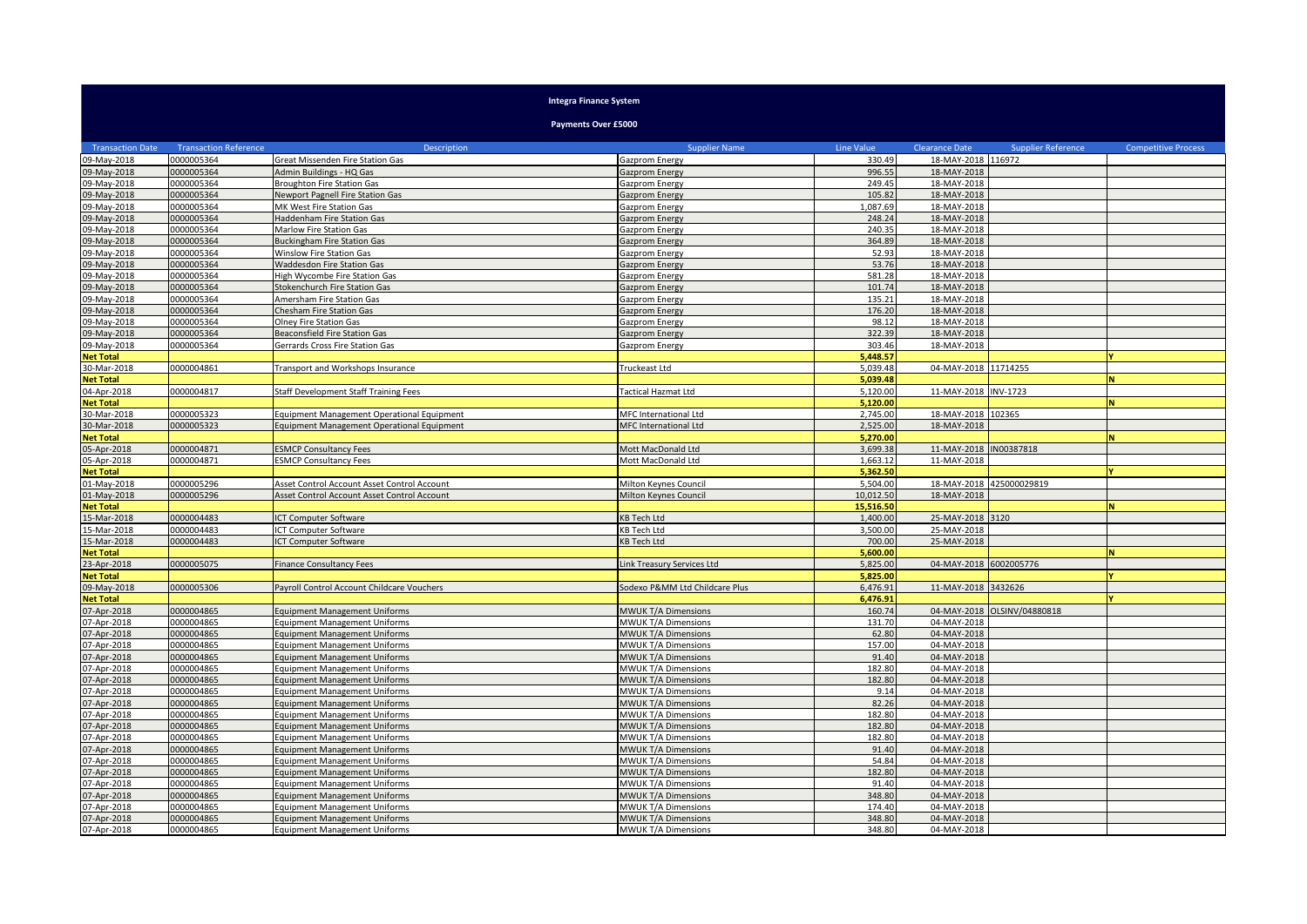# Integra Finance System

## Payments Over £5000

| Transaction Date | Transaction Reference | Description | Supplier Name | Line Value | Clearance Date | Supplier Reference | Competitive Process |
|---|---|---|---|---|---|---|---|
| 09-May-2018 | 0000005364 | Great Missenden Fire Station Gas | Gazprom Energy | 330.49 | 18-MAY-2018 | 116972 | |
| 09-May-2018 | 0000005364 | Admin Buildings - HQ Gas | Gazprom Energy | 996.55 | 18-MAY-2018 | | |
| 09-May-2018 | 0000005364 | Broughton Fire Station Gas | Gazprom Energy | 249.45 | 18-MAY-2018 | | |
| 09-May-2018 | 0000005364 | Newport Pagnell Fire Station Gas | Gazprom Energy | 105.82 | 18-MAY-2018 | | |
| 09-May-2018 | 0000005364 | MK West Fire Station Gas | Gazprom Energy | 1,087.69 | 18-MAY-2018 | | |
| 09-May-2018 | 0000005364 | Haddenham Fire Station Gas | Gazprom Energy | 248.24 | 18-MAY-2018 | | |
| 09-May-2018 | 0000005364 | Marlow Fire Station Gas | Gazprom Energy | 240.35 | 18-MAY-2018 | | |
| 09-May-2018 | 0000005364 | Buckingham Fire Station Gas | Gazprom Energy | 364.89 | 18-MAY-2018 | | |
| 09-May-2018 | 0000005364 | Winslow Fire Station Gas | Gazprom Energy | 52.93 | 18-MAY-2018 | | |
| 09-May-2018 | 0000005364 | Waddesdon Fire Station Gas | Gazprom Energy | 53.76 | 18-MAY-2018 | | |
| 09-May-2018 | 0000005364 | High Wycombe Fire Station Gas | Gazprom Energy | 581.28 | 18-MAY-2018 | | |
| 09-May-2018 | 0000005364 | Stokenchurch Fire Station Gas | Gazprom Energy | 101.74 | 18-MAY-2018 | | |
| 09-May-2018 | 0000005364 | Amersham Fire Station Gas | Gazprom Energy | 135.21 | 18-MAY-2018 | | |
| 09-May-2018 | 0000005364 | Chesham Fire Station Gas | Gazprom Energy | 176.20 | 18-MAY-2018 | | |
| 09-May-2018 | 0000005364 | Olney Fire Station Gas | Gazprom Energy | 98.12 | 18-MAY-2018 | | |
| 09-May-2018 | 0000005364 | Beaconsfield Fire Station Gas | Gazprom Energy | 322.39 | 18-MAY-2018 | | |
| 09-May-2018 | 0000005364 | Gerrards Cross Fire Station Gas | Gazprom Energy | 303.46 | 18-MAY-2018 | | |
| **Net Total** | | | | **5,448.57** | | | **Y** |
| 30-Mar-2018 | 0000004861 | Transport and Workshops Insurance | Truckeast Ltd | 5,039.48 | 04-MAY-2018 | 11714255 | |
| **Net Total** | | | | **5,039.48** | | | **N** |
| 04-Apr-2018 | 0000004817 | Staff Development Staff Training Fees | Tactical Hazmat Ltd | 5,120.00 | 11-MAY-2018 | INV-1723 | |
| **Net Total** | | | | **5,120.00** | | | **N** |
| 30-Mar-2018 | 0000005323 | Equipment Management Operational Equipment | MFC International Ltd | 2,745.00 | 18-MAY-2018 | 102365 | |
| 30-Mar-2018 | 0000005323 | Equipment Management Operational Equipment | MFC International Ltd | 2,525.00 | 18-MAY-2018 | | |
| **Net Total** | | | | **5,270.00** | | | **N** |
| 05-Apr-2018 | 0000004871 | ESMCP Consultancy Fees | Mott MacDonald Ltd | 3,699.38 | 11-MAY-2018 | IN00387818 | |
| 05-Apr-2018 | 0000004871 | ESMCP Consultancy Fees | Mott MacDonald Ltd | 1,663.12 | 11-MAY-2018 | | |
| **Net Total** | | | | **5,362.50** | | | **Y** |
| 01-May-2018 | 0000005296 | Asset Control Account Asset Control Account | Milton Keynes Council | 5,504.00 | 18-MAY-2018 | 425000029819 | |
| 01-May-2018 | 0000005296 | Asset Control Account Asset Control Account | Milton Keynes Council | 10,012.50 | 18-MAY-2018 | | |
| **Net Total** | | | | **15,516.50** | | | **N** |
| 15-Mar-2018 | 0000004483 | ICT Computer Software | KB Tech Ltd | 1,400.00 | 25-MAY-2018 | 3120 | |
| 15-Mar-2018 | 0000004483 | ICT Computer Software | KB Tech Ltd | 3,500.00 | 25-MAY-2018 | | |
| 15-Mar-2018 | 0000004483 | ICT Computer Software | KB Tech Ltd | 700.00 | 25-MAY-2018 | | |
| **Net Total** | | | | **5,600.00** | | | **N** |
| 23-Apr-2018 | 0000005075 | Finance Consultancy Fees | Link Treasury Services Ltd | 5,825.00 | 04-MAY-2018 | 6002005776 | |
| **Net Total** | | | | **5,825.00** | | | **Y** |
| 09-May-2018 | 0000005306 | Payroll Control Account Childcare Vouchers | Sodexo P&MM Ltd Childcare Plus | 6,476.91 | 11-MAY-2018 | 3432626 | |
| **Net Total** | | | | **6,476.91** | | | **Y** |
| 07-Apr-2018 | 0000004865 | Equipment Management Uniforms | MWUK T/A Dimensions | 160.74 | 04-MAY-2018 | OLSINV/04880818 | |
| 07-Apr-2018 | 0000004865 | Equipment Management Uniforms | MWUK T/A Dimensions | 131.70 | 04-MAY-2018 | | |
| 07-Apr-2018 | 0000004865 | Equipment Management Uniforms | MWUK T/A Dimensions | 62.80 | 04-MAY-2018 | | |
| 07-Apr-2018 | 0000004865 | Equipment Management Uniforms | MWUK T/A Dimensions | 157.00 | 04-MAY-2018 | | |
| 07-Apr-2018 | 0000004865 | Equipment Management Uniforms | MWUK T/A Dimensions | 91.40 | 04-MAY-2018 | | |
| 07-Apr-2018 | 0000004865 | Equipment Management Uniforms | MWUK T/A Dimensions | 182.80 | 04-MAY-2018 | | |
| 07-Apr-2018 | 0000004865 | Equipment Management Uniforms | MWUK T/A Dimensions | 182.80 | 04-MAY-2018 | | |
| 07-Apr-2018 | 0000004865 | Equipment Management Uniforms | MWUK T/A Dimensions | 9.14 | 04-MAY-2018 | | |
| 07-Apr-2018 | 0000004865 | Equipment Management Uniforms | MWUK T/A Dimensions | 82.26 | 04-MAY-2018 | | |
| 07-Apr-2018 | 0000004865 | Equipment Management Uniforms | MWUK T/A Dimensions | 182.80 | 04-MAY-2018 | | |
| 07-Apr-2018 | 0000004865 | Equipment Management Uniforms | MWUK T/A Dimensions | 182.80 | 04-MAY-2018 | | |
| 07-Apr-2018 | 0000004865 | Equipment Management Uniforms | MWUK T/A Dimensions | 182.80 | 04-MAY-2018 | | |
| 07-Apr-2018 | 0000004865 | Equipment Management Uniforms | MWUK T/A Dimensions | 91.40 | 04-MAY-2018 | | |
| 07-Apr-2018 | 0000004865 | Equipment Management Uniforms | MWUK T/A Dimensions | 54.84 | 04-MAY-2018 | | |
| 07-Apr-2018 | 0000004865 | Equipment Management Uniforms | MWUK T/A Dimensions | 182.80 | 04-MAY-2018 | | |
| 07-Apr-2018 | 0000004865 | Equipment Management Uniforms | MWUK T/A Dimensions | 91.40 | 04-MAY-2018 | | |
| 07-Apr-2018 | 0000004865 | Equipment Management Uniforms | MWUK T/A Dimensions | 348.80 | 04-MAY-2018 | | |
| 07-Apr-2018 | 0000004865 | Equipment Management Uniforms | MWUK T/A Dimensions | 174.40 | 04-MAY-2018 | | |
| 07-Apr-2018 | 0000004865 | Equipment Management Uniforms | MWUK T/A Dimensions | 348.80 | 04-MAY-2018 | | |
| 07-Apr-2018 | 0000004865 | Equipment Management Uniforms | MWUK T/A Dimensions | 348.80 | 04-MAY-2018 | | |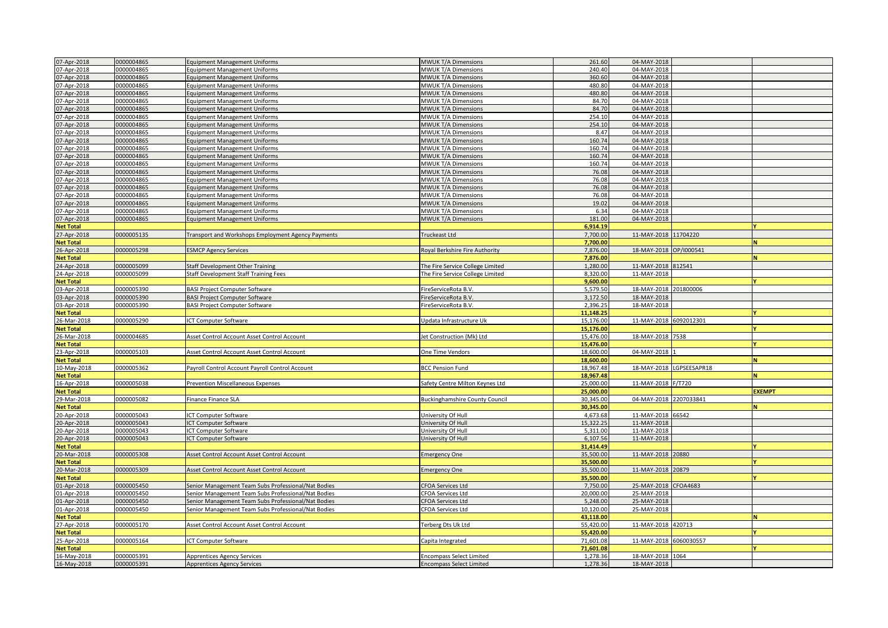| | | | | | | | |
|---|---|---|---|---|---|---|---|
| 07-Apr-2018 | 0000004865 | Equipment Management Uniforms | MWUK T/A Dimensions | 261.60 | 04-MAY-2018 | | |
| 07-Apr-2018 | 0000004865 | Equipment Management Uniforms | MWUK T/A Dimensions | 240.40 | 04-MAY-2018 | | |
| 07-Apr-2018 | 0000004865 | Equipment Management Uniforms | MWUK T/A Dimensions | 360.60 | 04-MAY-2018 | | |
| 07-Apr-2018 | 0000004865 | Equipment Management Uniforms | MWUK T/A Dimensions | 480.80 | 04-MAY-2018 | | |
| 07-Apr-2018 | 0000004865 | Equipment Management Uniforms | MWUK T/A Dimensions | 480.80 | 04-MAY-2018 | | |
| 07-Apr-2018 | 0000004865 | Equipment Management Uniforms | MWUK T/A Dimensions | 84.70 | 04-MAY-2018 | | |
| 07-Apr-2018 | 0000004865 | Equipment Management Uniforms | MWUK T/A Dimensions | 84.70 | 04-MAY-2018 | | |
| 07-Apr-2018 | 0000004865 | Equipment Management Uniforms | MWUK T/A Dimensions | 254.10 | 04-MAY-2018 | | |
| 07-Apr-2018 | 0000004865 | Equipment Management Uniforms | MWUK T/A Dimensions | 254.10 | 04-MAY-2018 | | |
| 07-Apr-2018 | 0000004865 | Equipment Management Uniforms | MWUK T/A Dimensions | 8.47 | 04-MAY-2018 | | |
| 07-Apr-2018 | 0000004865 | Equipment Management Uniforms | MWUK T/A Dimensions | 160.74 | 04-MAY-2018 | | |
| 07-Apr-2018 | 0000004865 | Equipment Management Uniforms | MWUK T/A Dimensions | 160.74 | 04-MAY-2018 | | |
| 07-Apr-2018 | 0000004865 | Equipment Management Uniforms | MWUK T/A Dimensions | 160.74 | 04-MAY-2018 | | |
| 07-Apr-2018 | 0000004865 | Equipment Management Uniforms | MWUK T/A Dimensions | 160.74 | 04-MAY-2018 | | |
| 07-Apr-2018 | 0000004865 | Equipment Management Uniforms | MWUK T/A Dimensions | 76.08 | 04-MAY-2018 | | |
| 07-Apr-2018 | 0000004865 | Equipment Management Uniforms | MWUK T/A Dimensions | 76.08 | 04-MAY-2018 | | |
| 07-Apr-2018 | 0000004865 | Equipment Management Uniforms | MWUK T/A Dimensions | 76.08 | 04-MAY-2018 | | |
| 07-Apr-2018 | 0000004865 | Equipment Management Uniforms | MWUK T/A Dimensions | 76.08 | 04-MAY-2018 | | |
| 07-Apr-2018 | 0000004865 | Equipment Management Uniforms | MWUK T/A Dimensions | 19.02 | 04-MAY-2018 | | |
| 07-Apr-2018 | 0000004865 | Equipment Management Uniforms | MWUK T/A Dimensions | 6.34 | 04-MAY-2018 | | |
| 07-Apr-2018 | 0000004865 | Equipment Management Uniforms | MWUK T/A Dimensions | 181.00 | 04-MAY-2018 | | |
| **Net Total** | | | | **6,914.19** | | | Y |
| 27-Apr-2018 | 0000005135 | Transport and Workshops Employment Agency Payments | Truckeast Ltd | 7,700.00 | 11-MAY-2018 | 11704220 | |
| **Net Total** | | | | **7,700.00** | | | N |
| 26-Apr-2018 | 0000005298 | ESMCP Agency Services | Royal Berkshire Fire Authority | 7,876.00 | 18-MAY-2018 | OP/I000541 | |
| **Net Total** | | | | **7,876.00** | | | N |
| 24-Apr-2018 | 0000005099 | Staff Development Other Training | The Fire Service College Limited | 1,280.00 | 11-MAY-2018 | 812541 | |
| 24-Apr-2018 | 0000005099 | Staff Development Staff Training Fees | The Fire Service College Limited | 8,320.00 | 11-MAY-2018 | | |
| **Net Total** | | | | **9,600.00** | | | Y |
| 03-Apr-2018 | 0000005390 | BASI Project Computer Software | FireServiceRota B.V. | 5,579.50 | 18-MAY-2018 | 201800006 | |
| 03-Apr-2018 | 0000005390 | BASI Project Computer Software | FireServiceRota B.V. | 3,172.50 | 18-MAY-2018 | | |
| 03-Apr-2018 | 0000005390 | BASI Project Computer Software | FireServiceRota B.V. | 2,396.25 | 18-MAY-2018 | | |
| **Net Total** | | | | **11,148.25** | | | Y |
| 26-Mar-2018 | 0000005290 | ICT Computer Software | Updata Infrastructure Uk | 15,176.00 | 11-MAY-2018 | 6092012301 | |
| **Net Total** | | | | **15,176.00** | | | Y |
| 26-Mar-2018 | 0000004685 | Asset Control Account Asset Control Account | Jet Construction (Mk) Ltd | 15,476.00 | 18-MAY-2018 | 7538 | |
| **Net Total** | | | | **15,476.00** | | | Y |
| 23-Apr-2018 | 0000005103 | Asset Control Account Asset Control Account | One Time Vendors | 18,600.00 | 04-MAY-2018 | 1 | |
| **Net Total** | | | | **18,600.00** | | | N |
| 10-May-2018 | 0000005362 | Payroll Control Account Payroll Control Account | BCC Pension Fund | 18,967.48 | 18-MAY-2018 | LGPSEESAPR18 | |
| **Net Total** | | | | **18,967.48** | | | N |
| 16-Apr-2018 | 0000005038 | Prevention Miscellaneous Expenses | Safety Centre Milton Keynes Ltd | 25,000.00 | 11-MAY-2018 | F/T720 | |
| **Net Total** | | | | **25,000.00** | | | EXEMPT |
| 29-Mar-2018 | 0000005082 | Finance Finance SLA | Buckinghamshire County Council | 30,345.00 | 04-MAY-2018 | 2207033841 | |
| **Net Total** | | | | **30,345.00** | | | N |
| 20-Apr-2018 | 0000005043 | ICT Computer Software | University Of Hull | 4,673.68 | 11-MAY-2018 | 66542 | |
| 20-Apr-2018 | 0000005043 | ICT Computer Software | University Of Hull | 15,322.25 | 11-MAY-2018 | | |
| 20-Apr-2018 | 0000005043 | ICT Computer Software | University Of Hull | 5,311.00 | 11-MAY-2018 | | |
| 20-Apr-2018 | 0000005043 | ICT Computer Software | University Of Hull | 6,107.56 | 11-MAY-2018 | | |
| **Net Total** | | | | **31,414.49** | | | Y |
| 20-Mar-2018 | 0000005308 | Asset Control Account Asset Control Account | Emergency One | 35,500.00 | 11-MAY-2018 | 20880 | |
| **Net Total** | | | | **35,500.00** | | | Y |
| 20-Mar-2018 | 0000005309 | Asset Control Account Asset Control Account | Emergency One | 35,500.00 | 11-MAY-2018 | 20879 | |
| **Net Total** | | | | **35,500.00** | | | Y |
| 01-Apr-2018 | 0000005450 | Senior Management Team Subs Professional/Nat Bodies | CFOA Services Ltd | 7,750.00 | 25-MAY-2018 | CFOA4683 | |
| 01-Apr-2018 | 0000005450 | Senior Management Team Subs Professional/Nat Bodies | CFOA Services Ltd | 20,000.00 | 25-MAY-2018 | | |
| 01-Apr-2018 | 0000005450 | Senior Management Team Subs Professional/Nat Bodies | CFOA Services Ltd | 5,248.00 | 25-MAY-2018 | | |
| 01-Apr-2018 | 0000005450 | Senior Management Team Subs Professional/Nat Bodies | CFOA Services Ltd | 10,120.00 | 25-MAY-2018 | | |
| **Net Total** | | | | **43,118.00** | | | N |
| 27-Apr-2018 | 0000005170 | Asset Control Account Asset Control Account | Terberg Dts Uk Ltd | 55,420.00 | 11-MAY-2018 | 420713 | |
| **Net Total** | | | | **55,420.00** | | | Y |
| 25-Apr-2018 | 0000005164 | ICT Computer Software | Capita Integrated | 71,601.08 | 11-MAY-2018 | 6060030557 | |
| **Net Total** | | | | **71,601.08** | | | Y |
| 16-May-2018 | 0000005391 | Apprentices Agency Services | Encompass Select Limited | 1,278.36 | 18-MAY-2018 | 1064 | |
| 16-May-2018 | 0000005391 | Apprentices Agency Services | Encompass Select Limited | 1,278.36 | 18-MAY-2018 | | |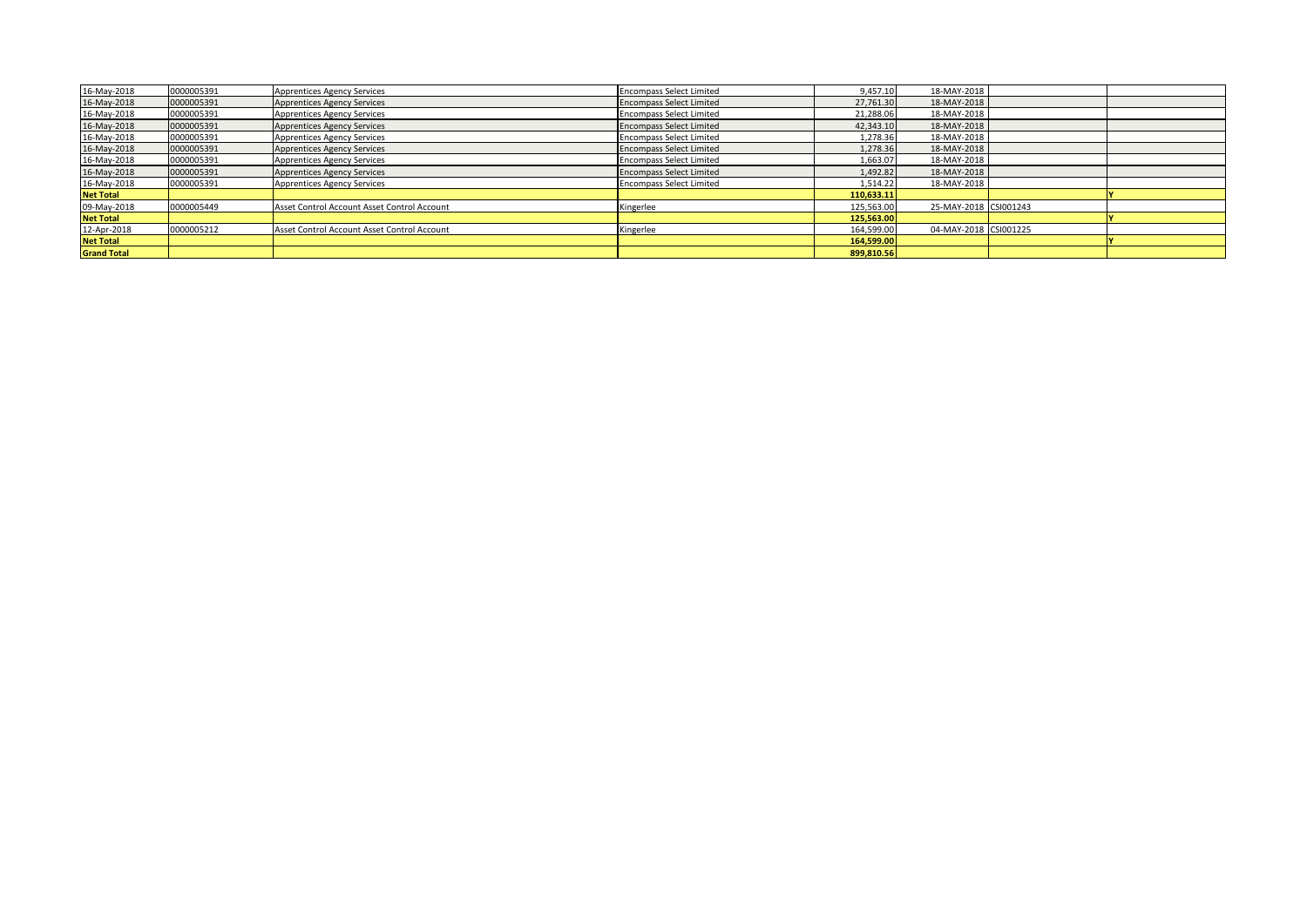| | | | | | | | |
|---|---|---|---|---|---|---|---|
| 16-May-2018 | 0000005391 | Apprentices Agency Services | Encompass Select Limited | 9,457.10 | 18-MAY-2018 | | |
| 16-May-2018 | 0000005391 | Apprentices Agency Services | Encompass Select Limited | 27,761.30 | 18-MAY-2018 | | |
| 16-May-2018 | 0000005391 | Apprentices Agency Services | Encompass Select Limited | 21,288.06 | 18-MAY-2018 | | |
| 16-May-2018 | 0000005391 | Apprentices Agency Services | Encompass Select Limited | 42,343.10 | 18-MAY-2018 | | |
| 16-May-2018 | 0000005391 | Apprentices Agency Services | Encompass Select Limited | 1,278.36 | 18-MAY-2018 | | |
| 16-May-2018 | 0000005391 | Apprentices Agency Services | Encompass Select Limited | 1,278.36 | 18-MAY-2018 | | |
| 16-May-2018 | 0000005391 | Apprentices Agency Services | Encompass Select Limited | 1,663.07 | 18-MAY-2018 | | |
| 16-May-2018 | 0000005391 | Apprentices Agency Services | Encompass Select Limited | 1,492.82 | 18-MAY-2018 | | |
| 16-May-2018 | 0000005391 | Apprentices Agency Services | Encompass Select Limited | 1,514.22 | 18-MAY-2018 | | |
| **Net Total** | | | | **110,633.11** | | | Y |
| 09-May-2018 | 0000005449 | Asset Control Account Asset Control Account | Kingerlee | 125,563.00 | 25-MAY-2018 | CSI001243 | |
| **Net Total** | | | | **125,563.00** | | | Y |
| 12-Apr-2018 | 0000005212 | Asset Control Account Asset Control Account | Kingerlee | 164,599.00 | 04-MAY-2018 | CSI001225 | |
| **Net Total** | | | | **164,599.00** | | | Y |
| **Grand Total** | | | | **899,810.56** | | | |